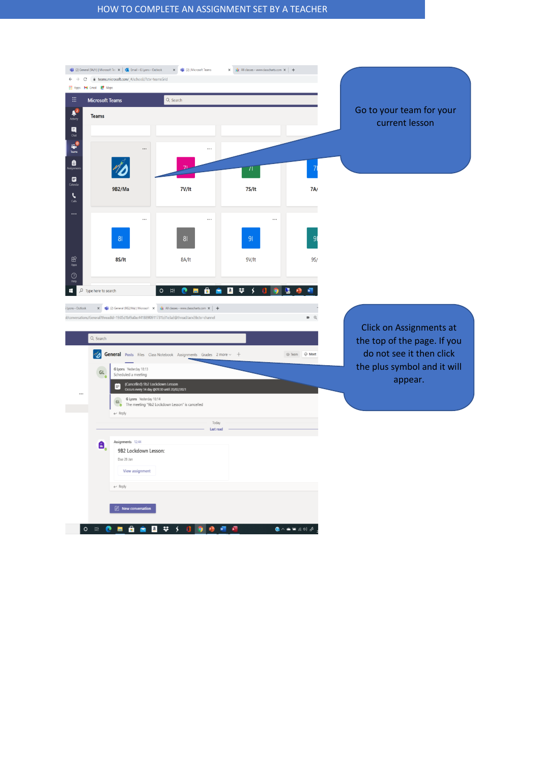# HOW TO COMPLETE AN ASSIGNMENT SET BY A TEACHER

Go to your team for your current lesson

Click on Assignments at the top of the page. If you do not see it then click the plus symbol and it will appear.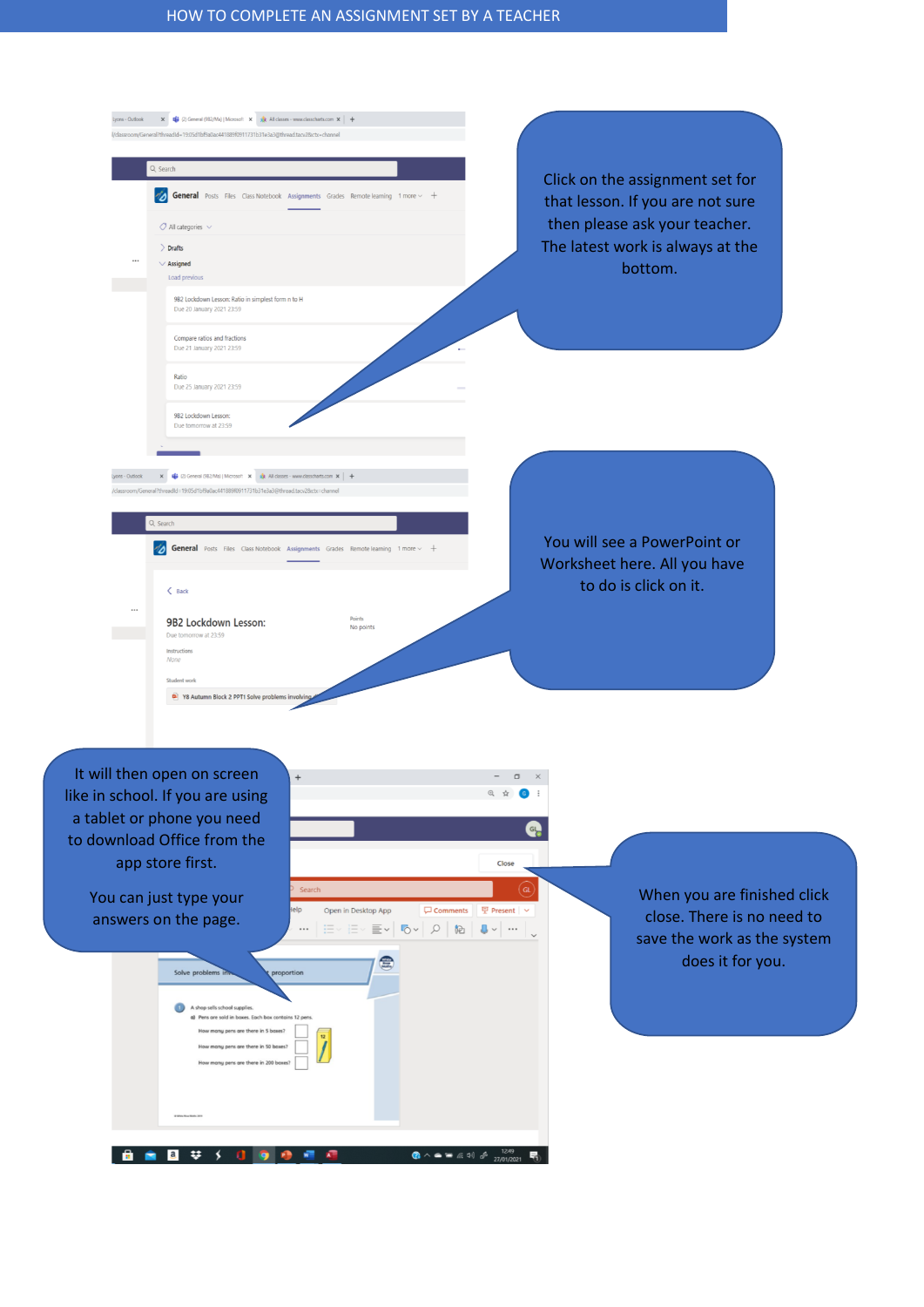# HOW TO COMPLETE AN ASSIGNMENT SET BY A TEACHER

Click on the assignment set for that lesson. If you are not sure then please ask your teacher. The latest work is always at the bottom.

You will see a PowerPoint or Worksheet here. All you have to do is click on it.

It will then open on screen like in school. If you are using a tablet or phone you need to download Office from the app store first.

You can just type your answers on the page.

When you are finished click close. There is no need to save the work as the system does it for you.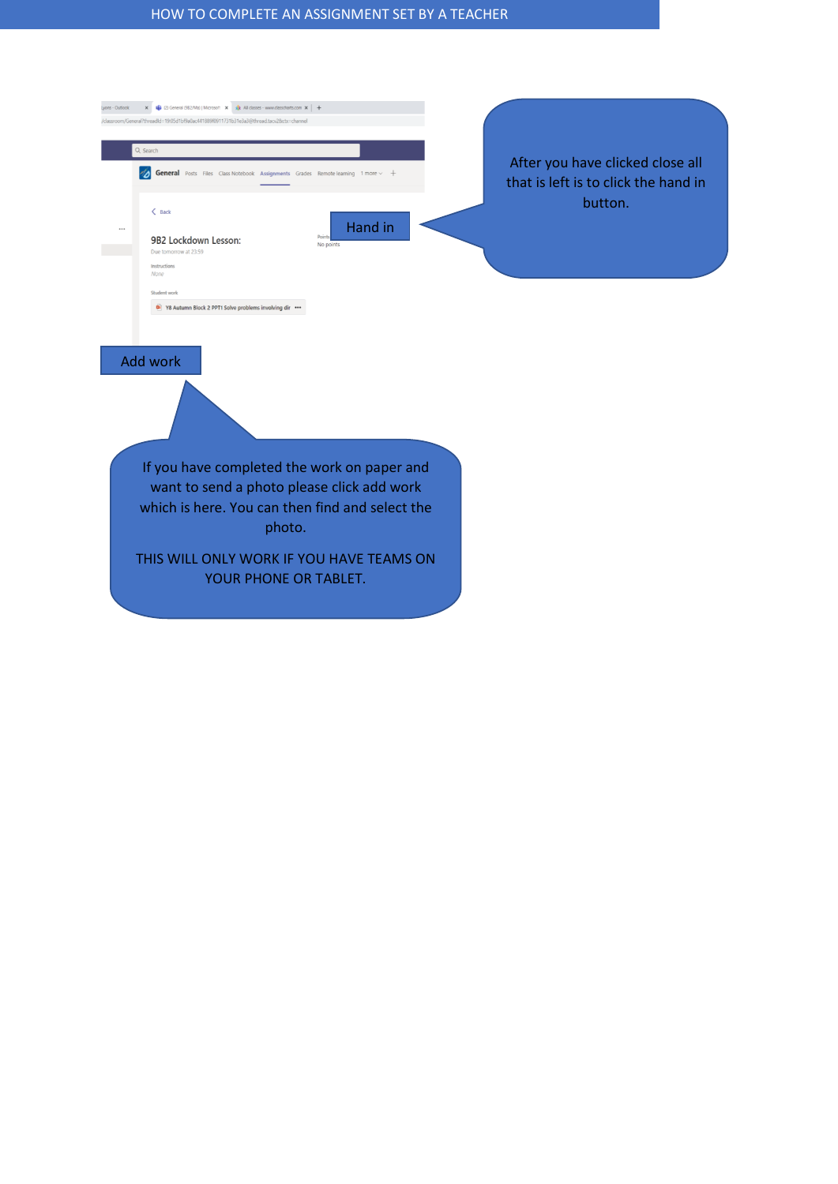# HOW TO COMPLETE AN ASSIGNMENT SET BY A TEACHER

Hand in

After you have clicked close all that is left is to click the hand in button.

Add work

If you have completed the work on paper and want to send a photo please click add work which is here. You can then find and select the photo.

THIS WILL ONLY WORK IF YOU HAVE TEAMS ON YOUR PHONE OR TABLET.